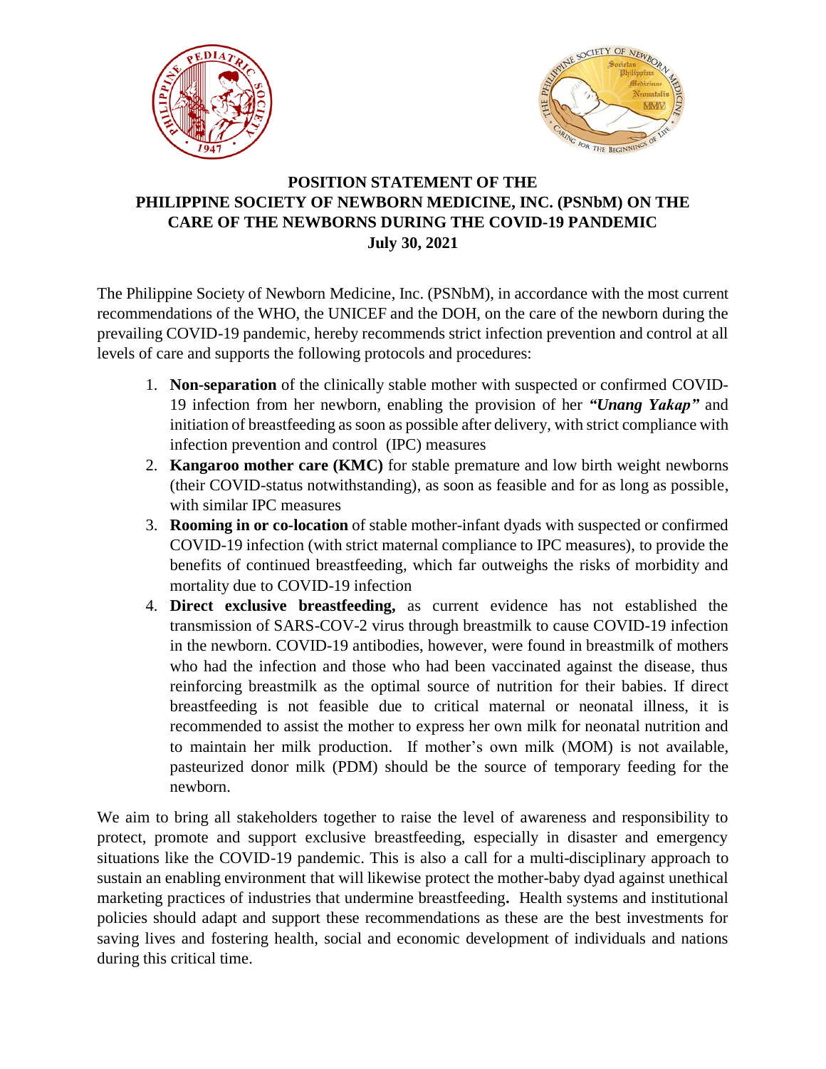# POSITION STATEMENT OF THE PHILIPPINE SOCIETY OF NEWBORN MEDICINE, INC. (PSNbM) ON THE CARE OF THE NEWBORNS DURING THE COVID-19 PANDEMIC

**July 30, 2021**

The Philippine Society of Newborn Medicine, Inc. (PSNbM), in accordance with the most current recommendations of the WHO, the UNICEF and the DOH, on the care of the newborn during the prevailing COVID-19 pandemic, hereby recommends strict infection prevention and control at all levels of care and supports the following protocols and procedures:

1. **Non-separation** of the clinically stable mother with suspected or confirmed COVID-19 infection from her newborn, enabling the provision of her ***"Unang Yakap"*** and initiation of breastfeeding as soon as possible after delivery, with strict compliance with infection prevention and control (IPC) measures
2. **Kangaroo mother care (KMC)** for stable premature and low birth weight newborns (their COVID-status notwithstanding), as soon as feasible and for as long as possible, with similar IPC measures
3. **Rooming in or co-location** of stable mother-infant dyads with suspected or confirmed COVID-19 infection (with strict maternal compliance to IPC measures), to provide the benefits of continued breastfeeding, which far outweighs the risks of morbidity and mortality due to COVID-19 infection
4. **Direct exclusive breastfeeding,** as current evidence has not established the transmission of SARS-COV-2 virus through breastmilk to cause COVID-19 infection in the newborn. COVID-19 antibodies, however, were found in breastmilk of mothers who had the infection and those who had been vaccinated against the disease, thus reinforcing breastmilk as the optimal source of nutrition for their babies. If direct breastfeeding is not feasible due to critical maternal or neonatal illness, it is recommended to assist the mother to express her own milk for neonatal nutrition and to maintain her milk production. If mother's own milk (MOM) is not available, pasteurized donor milk (PDM) should be the source of temporary feeding for the newborn.

We aim to bring all stakeholders together to raise the level of awareness and responsibility to protect, promote and support exclusive breastfeeding, especially in disaster and emergency situations like the COVID-19 pandemic. This is also a call for a multi-disciplinary approach to sustain an enabling environment that will likewise protect the mother-baby dyad against unethical marketing practices of industries that undermine breastfeeding**.** Health systems and institutional policies should adapt and support these recommendations as these are the best investments for saving lives and fostering health, social and economic development of individuals and nations during this critical time.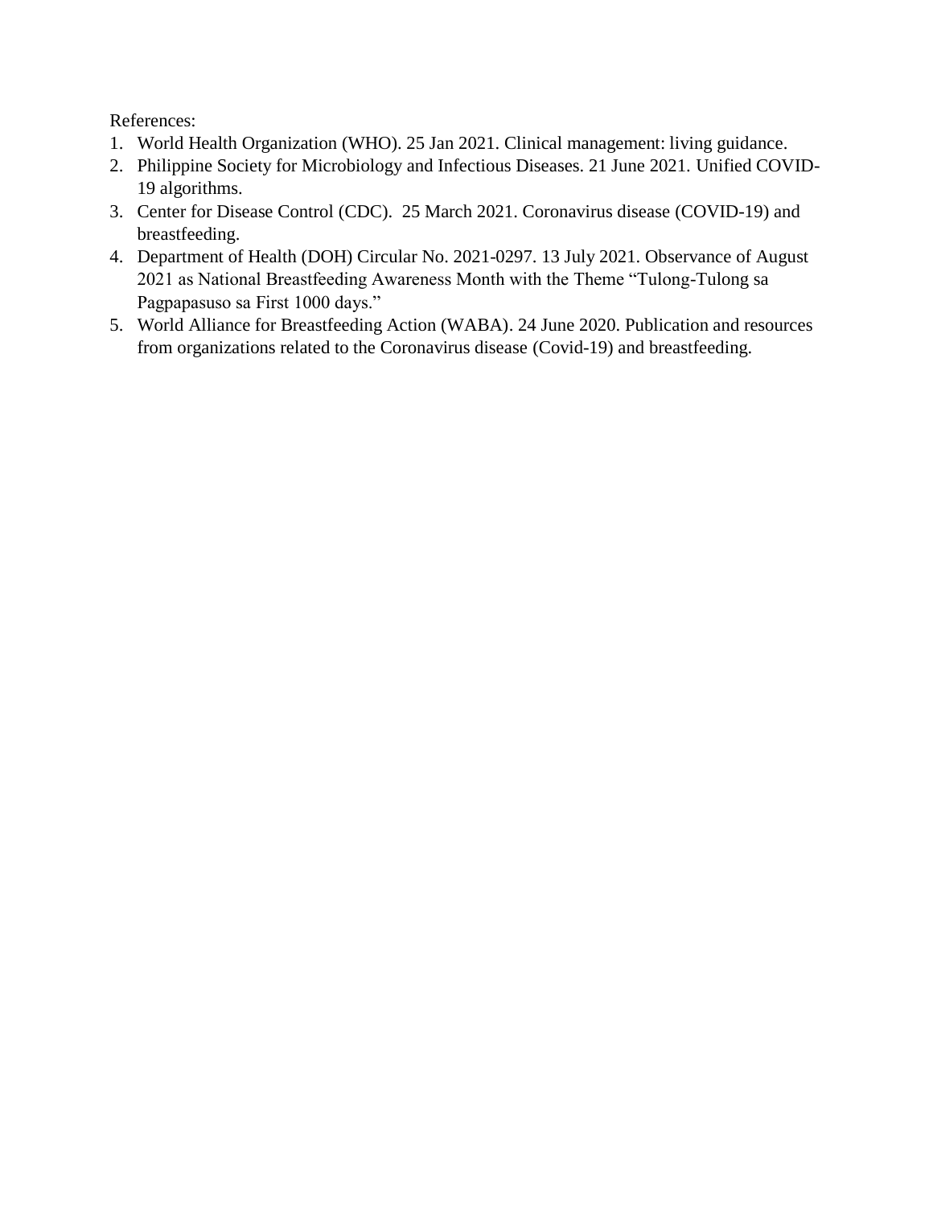References:

1. World Health Organization (WHO). 25 Jan 2021. Clinical management: living guidance.
2. Philippine Society for Microbiology and Infectious Diseases. 21 June 2021. Unified COVID-19 algorithms.
3. Center for Disease Control (CDC). 25 March 2021. Coronavirus disease (COVID-19) and breastfeeding.
4. Department of Health (DOH) Circular No. 2021-0297. 13 July 2021. Observance of August 2021 as National Breastfeeding Awareness Month with the Theme "Tulong-Tulong sa Pagpapasuso sa First 1000 days."
5. World Alliance for Breastfeeding Action (WABA). 24 June 2020. Publication and resources from organizations related to the Coronavirus disease (Covid-19) and breastfeeding.